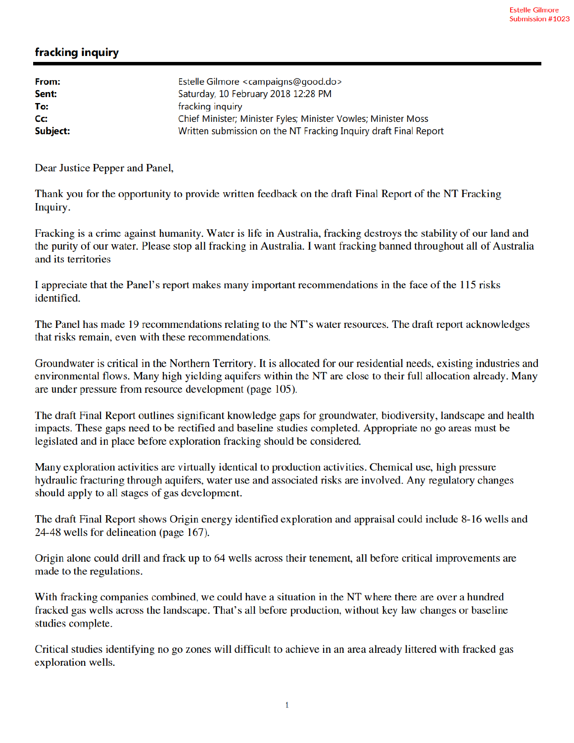Estelle Gilmore
Submission #1023

# fracking inquiry

**From:** Estelle Gilmore <campaigns@good.do>
**Sent:** Saturday, 10 February 2018 12:28 PM
**To:** fracking inquiry
**Cc:** Chief Minister; Minister Fyles; Minister Vowles; Minister Moss
**Subject:** Written submission on the NT Fracking Inquiry draft Final Report

Dear Justice Pepper and Panel,

Thank you for the opportunity to provide written feedback on the draft Final Report of the NT Fracking Inquiry.

Fracking is a crime against humanity. Water is life in Australia, fracking destroys the stability of our land and the purity of our water. Please stop all fracking in Australia. I want fracking banned throughout all of Australia and its territories

I appreciate that the Panel's report makes many important recommendations in the face of the 115 risks identified.

The Panel has made 19 recommendations relating to the NT's water resources. The draft report acknowledges that risks remain, even with these recommendations.

Groundwater is critical in the Northern Territory. It is allocated for our residential needs, existing industries and environmental flows. Many high yielding aquifers within the NT are close to their full allocation already. Many are under pressure from resource development (page 105).

The draft Final Report outlines significant knowledge gaps for groundwater, biodiversity, landscape and health impacts. These gaps need to be rectified and baseline studies completed. Appropriate no go areas must be legislated and in place before exploration fracking should be considered.

Many exploration activities are virtually identical to production activities. Chemical use, high pressure hydraulic fracturing through aquifers, water use and associated risks are involved. Any regulatory changes should apply to all stages of gas development.

The draft Final Report shows Origin energy identified exploration and appraisal could include 8-16 wells and 24-48 wells for delineation (page 167).

Origin alone could drill and frack up to 64 wells across their tenement, all before critical improvements are made to the regulations.

With fracking companies combined, we could have a situation in the NT where there are over a hundred fracked gas wells across the landscape. That's all before production, without key law changes or baseline studies complete.

Critical studies identifying no go zones will difficult to achieve in an area already littered with fracked gas exploration wells.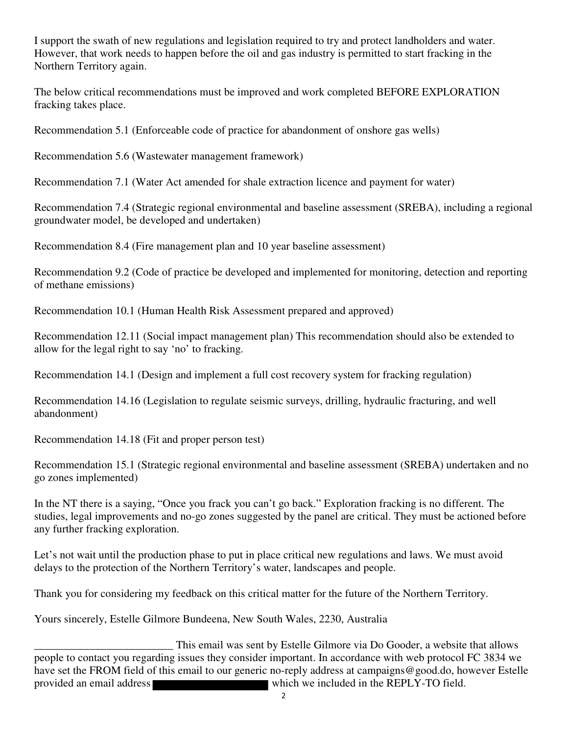I support the swath of new regulations and legislation required to try and protect landholders and water. However, that work needs to happen before the oil and gas industry is permitted to start fracking in the Northern Territory again.

The below critical recommendations must be improved and work completed BEFORE EXPLORATION fracking takes place.

Recommendation 5.1 (Enforceable code of practice for abandonment of onshore gas wells)

Recommendation 5.6 (Wastewater management framework)

Recommendation 7.1 (Water Act amended for shale extraction licence and payment for water)

Recommendation 7.4 (Strategic regional environmental and baseline assessment (SREBA), including a regional groundwater model, be developed and undertaken)

Recommendation 8.4 (Fire management plan and 10 year baseline assessment)

Recommendation 9.2 (Code of practice be developed and implemented for monitoring, detection and reporting of methane emissions)

Recommendation 10.1 (Human Health Risk Assessment prepared and approved)

Recommendation 12.11 (Social impact management plan) This recommendation should also be extended to allow for the legal right to say 'no' to fracking.

Recommendation 14.1 (Design and implement a full cost recovery system for fracking regulation)

Recommendation 14.16 (Legislation to regulate seismic surveys, drilling, hydraulic fracturing, and well abandonment)

Recommendation 14.18 (Fit and proper person test)

Recommendation 15.1 (Strategic regional environmental and baseline assessment (SREBA) undertaken and no go zones implemented)

In the NT there is a saying, "Once you frack you can't go back." Exploration fracking is no different. The studies, legal improvements and no-go zones suggested by the panel are critical. They must be actioned before any further fracking exploration.

Let's not wait until the production phase to put in place critical new regulations and laws. We must avoid delays to the protection of the Northern Territory's water, landscapes and people.

Thank you for considering my feedback on this critical matter for the future of the Northern Territory.

Yours sincerely, Estelle Gilmore Bundeena, New South Wales, 2230, Australia

_________________________ This email was sent by Estelle Gilmore via Do Gooder, a website that allows people to contact you regarding issues they consider important. In accordance with web protocol FC 3834 we have set the FROM field of this email to our generic no-reply address at campaigns@good.do, however Estelle provided an email address [REDACTED] which we included in the REPLY-TO field.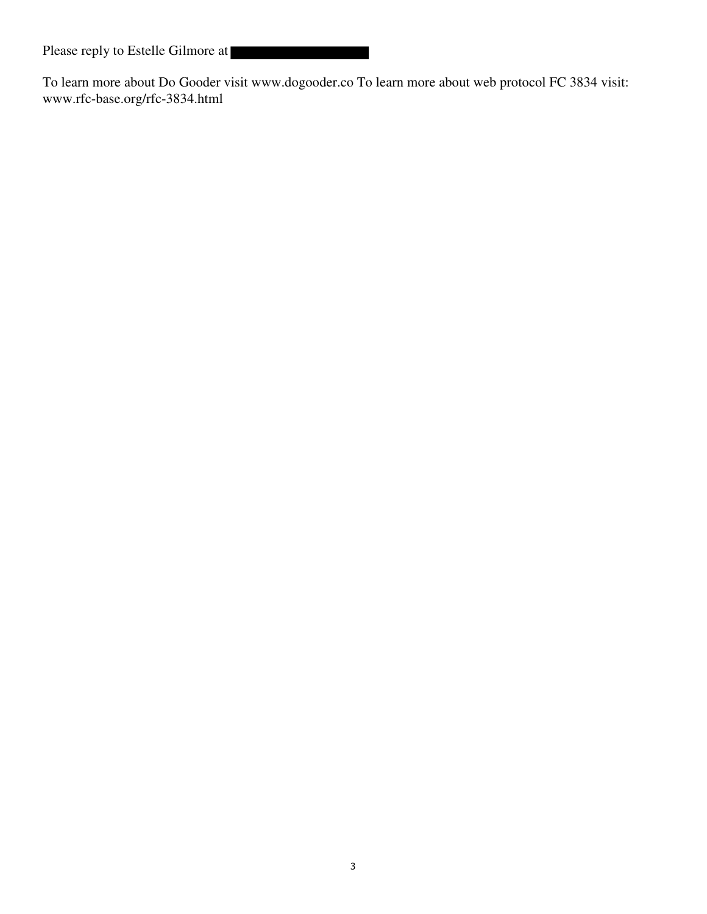Please reply to Estelle Gilmore at ████████████████

To learn more about Do Gooder visit www.dogooder.co To learn more about web protocol FC 3834 visit: www.rfc-base.org/rfc-3834.html